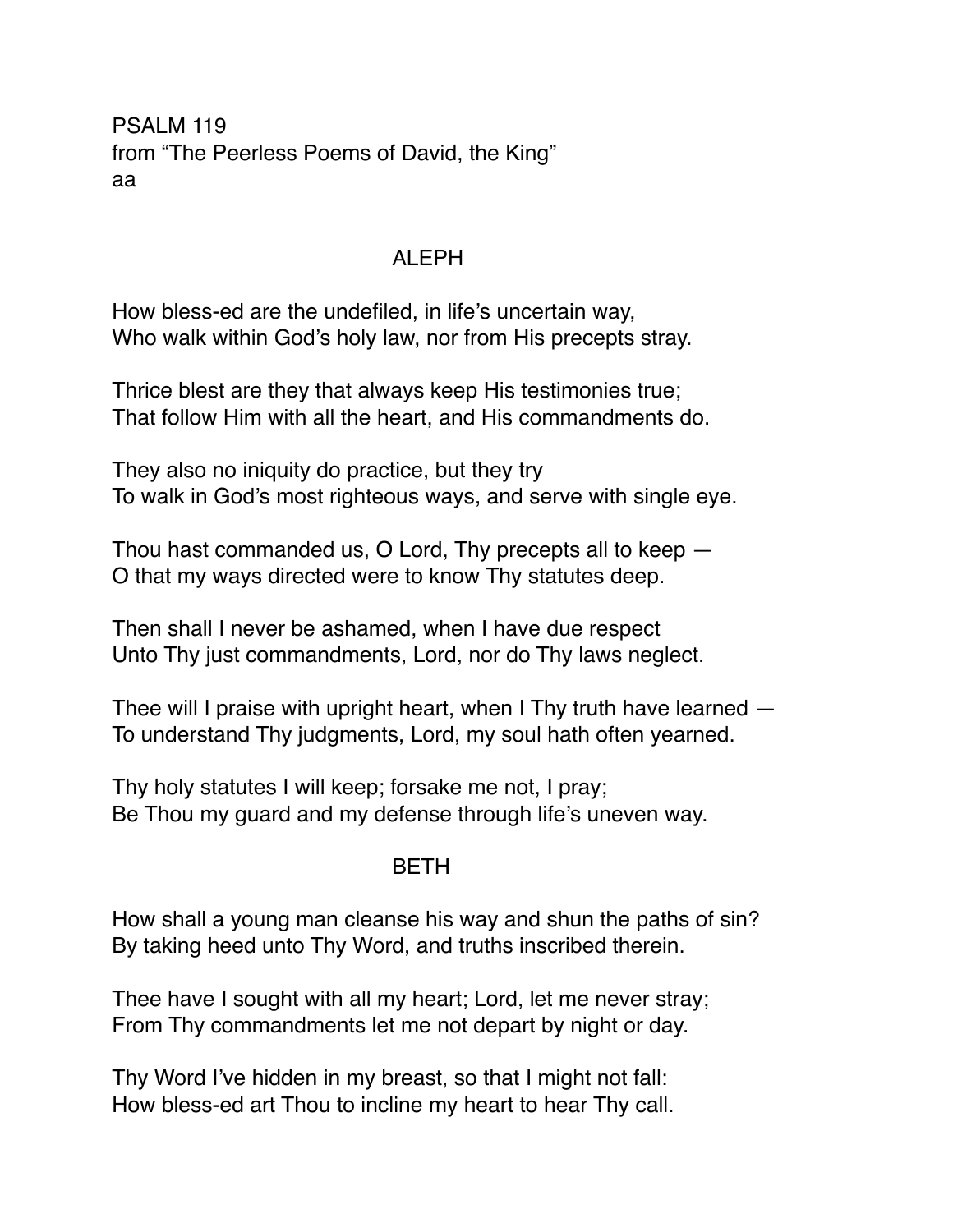PSALM 119
from “The Peerless Poems of David, the King”
aa

## ALEPH

How bless-ed are the undefiled, in life’s uncertain way,
Who walk within God’s holy law, nor from His precepts stray.

Thrice blest are they that always keep His testimonies true;
That follow Him with all the heart, and His commandments do.

They also no iniquity do practice, but they try
To walk in God’s most righteous ways, and serve with single eye.

Thou hast commanded us, O Lord, Thy precepts all to keep —
O that my ways directed were to know Thy statutes deep.

Then shall I never be ashamed, when I have due respect
Unto Thy just commandments, Lord, nor do Thy laws neglect.

Thee will I praise with upright heart, when I Thy truth have learned —
To understand Thy judgments, Lord, my soul hath often yearned.

Thy holy statutes I will keep; forsake me not, I pray;
Be Thou my guard and my defense through life’s uneven way.

## BETH

How shall a young man cleanse his way and shun the paths of sin?
By taking heed unto Thy Word, and truths inscribed therein.

Thee have I sought with all my heart; Lord, let me never stray;
From Thy commandments let me not depart by night or day.

Thy Word I’ve hidden in my breast, so that I might not fall:
How bless-ed art Thou to incline my heart to hear Thy call.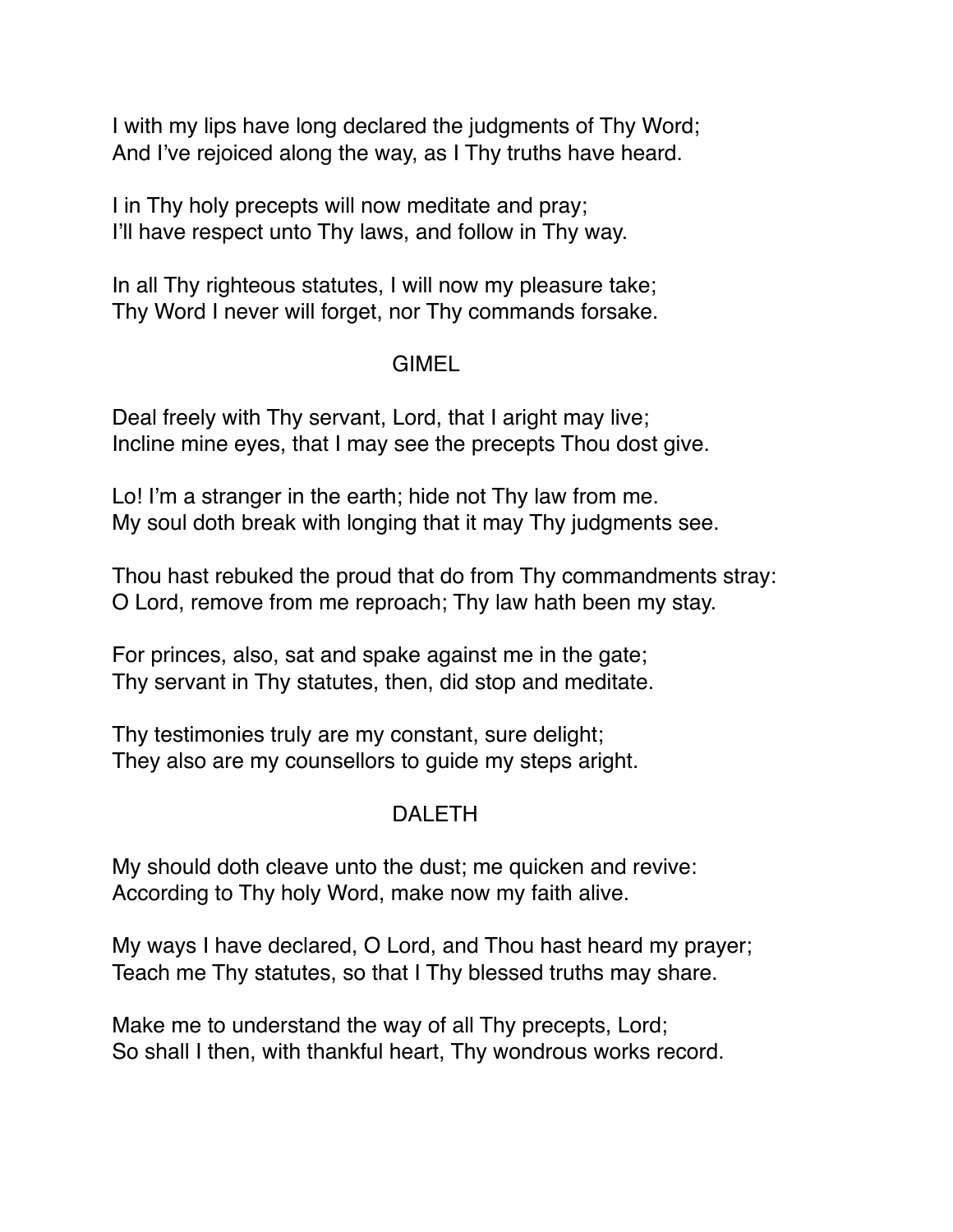I with my lips have long declared the judgments of Thy Word;
And I've rejoiced along the way, as I Thy truths have heard.

I in Thy holy precepts will now meditate and pray;
I'll have respect unto Thy laws, and follow in Thy way.

In all Thy righteous statutes, I will now my pleasure take;
Thy Word I never will forget, nor Thy commands forsake.

## GIMEL

Deal freely with Thy servant, Lord, that I aright may live;
Incline mine eyes, that I may see the precepts Thou dost give.

Lo! I'm a stranger in the earth; hide not Thy law from me.
My soul doth break with longing that it may Thy judgments see.

Thou hast rebuked the proud that do from Thy commandments stray:
O Lord, remove from me reproach; Thy law hath been my stay.

For princes, also, sat and spake against me in the gate;
Thy servant in Thy statutes, then, did stop and meditate.

Thy testimonies truly are my constant, sure delight;
They also are my counsellors to guide my steps aright.

## DALETH

My should doth cleave unto the dust; me quicken and revive:
According to Thy holy Word, make now my faith alive.

My ways I have declared, O Lord, and Thou hast heard my prayer;
Teach me Thy statutes, so that I Thy blessed truths may share.

Make me to understand the way of all Thy precepts, Lord;
So shall I then, with thankful heart, Thy wondrous works record.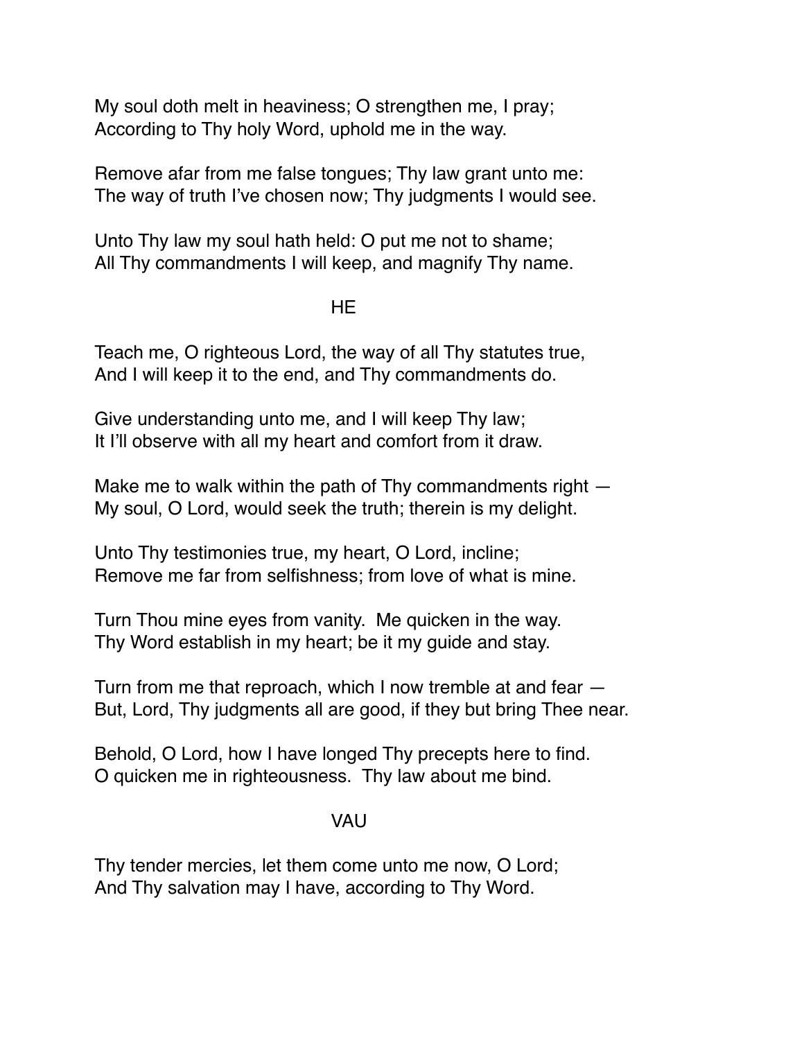My soul doth melt in heaviness; O strengthen me, I pray;
According to Thy holy Word, uphold me in the way.

Remove afar from me false tongues; Thy law grant unto me:
The way of truth I've chosen now; Thy judgments I would see.

Unto Thy law my soul hath held: O put me not to shame;
All Thy commandments I will keep, and magnify Thy name.

## HE

Teach me, O righteous Lord, the way of all Thy statutes true,
And I will keep it to the end, and Thy commandments do.

Give understanding unto me, and I will keep Thy law;
It I'll observe with all my heart and comfort from it draw.

Make me to walk within the path of Thy commandments right —
My soul, O Lord, would seek the truth; therein is my delight.

Unto Thy testimonies true, my heart, O Lord, incline;
Remove me far from selfishness; from love of what is mine.

Turn Thou mine eyes from vanity.  Me quicken in the way.
Thy Word establish in my heart; be it my guide and stay.

Turn from me that reproach, which I now tremble at and fear —
But, Lord, Thy judgments all are good, if they but bring Thee near.

Behold, O Lord, how I have longed Thy precepts here to find.
O quicken me in righteousness.  Thy law about me bind.

## VAU

Thy tender mercies, let them come unto me now, O Lord;
And Thy salvation may I have, according to Thy Word.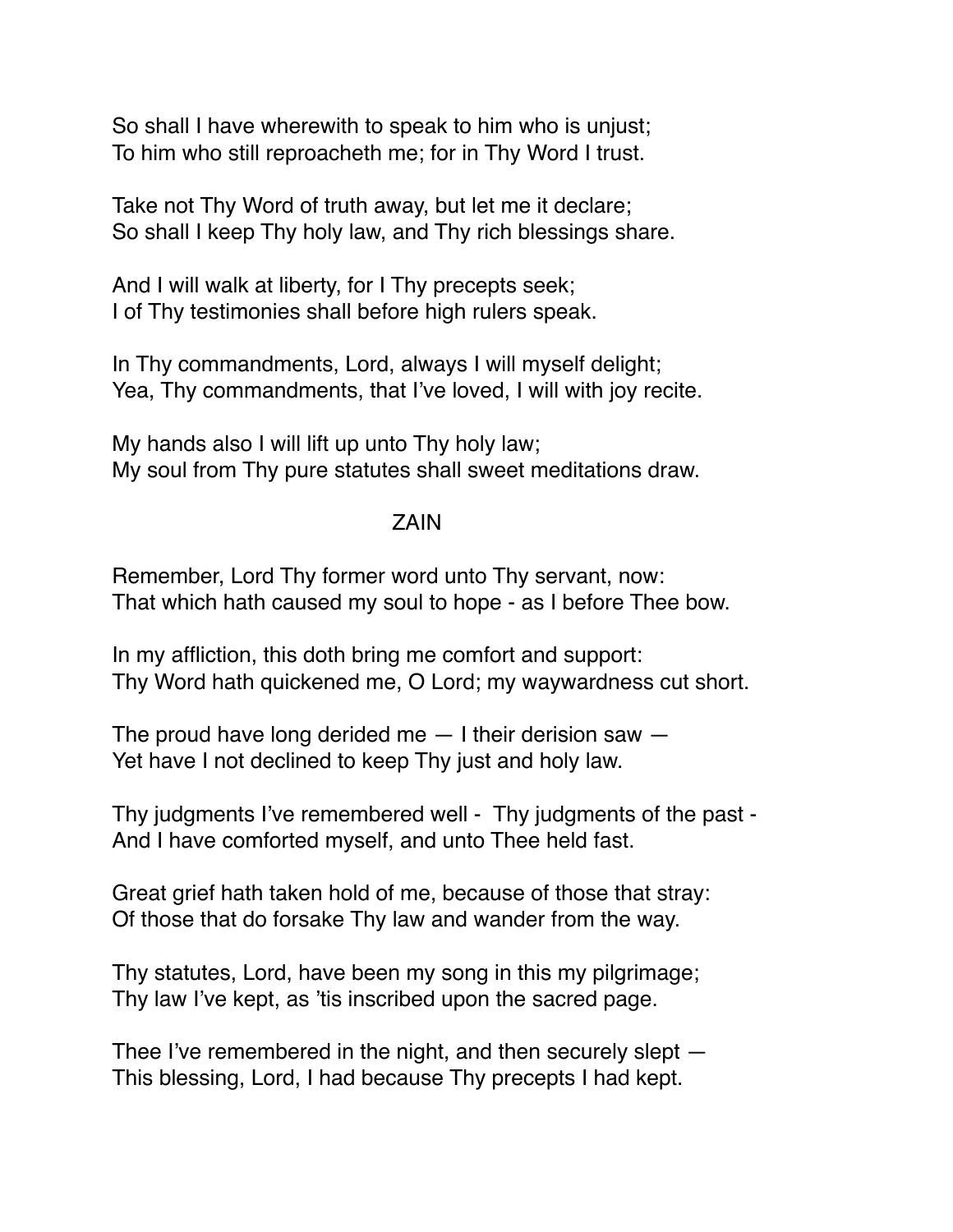So shall I have wherewith to speak to him who is unjust;
To him who still reproacheth me; for in Thy Word I trust.

Take not Thy Word of truth away, but let me it declare;
So shall I keep Thy holy law, and Thy rich blessings share.

And I will walk at liberty, for I Thy precepts seek;
I of Thy testimonies shall before high rulers speak.

In Thy commandments, Lord, always I will myself delight;
Yea, Thy commandments, that I've loved, I will with joy recite.

My hands also I will lift up unto Thy holy law;
My soul from Thy pure statutes shall sweet meditations draw.

## ZAIN

Remember, Lord Thy former word unto Thy servant, now:
That which hath caused my soul to hope - as I before Thee bow.

In my affliction, this doth bring me comfort and support:
Thy Word hath quickened me, O Lord; my waywardness cut short.

The proud have long derided me — I their derision saw —
Yet have I not declined to keep Thy just and holy law.

Thy judgments I've remembered well - Thy judgments of the past -
And I have comforted myself, and unto Thee held fast.

Great grief hath taken hold of me, because of those that stray:
Of those that do forsake Thy law and wander from the way.

Thy statutes, Lord, have been my song in this my pilgrimage;
Thy law I've kept, as 'tis inscribed upon the sacred page.

Thee I've remembered in the night, and then securely slept —
This blessing, Lord, I had because Thy precepts I had kept.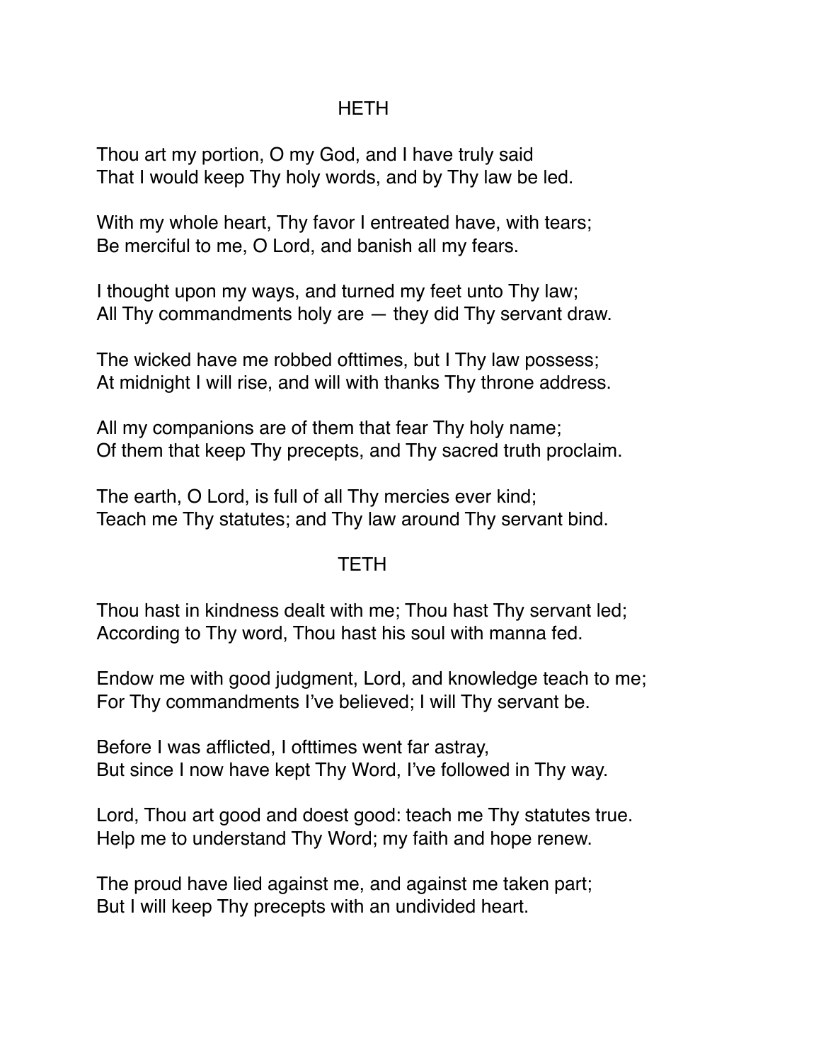## HETH

Thou art my portion, O my God, and I have truly said
That I would keep Thy holy words, and by Thy law be led.

With my whole heart, Thy favor I entreated have, with tears;
Be merciful to me, O Lord, and banish all my fears.

I thought upon my ways, and turned my feet unto Thy law;
All Thy commandments holy are — they did Thy servant draw.

The wicked have me robbed ofttimes, but I Thy law possess;
At midnight I will rise, and will with thanks Thy throne address.

All my companions are of them that fear Thy holy name;
Of them that keep Thy precepts, and Thy sacred truth proclaim.

The earth, O Lord, is full of all Thy mercies ever kind;
Teach me Thy statutes; and Thy law around Thy servant bind.

## TETH

Thou hast in kindness dealt with me; Thou hast Thy servant led;
According to Thy word, Thou hast his soul with manna fed.

Endow me with good judgment, Lord, and knowledge teach to me;
For Thy commandments I've believed; I will Thy servant be.

Before I was afflicted, I ofttimes went far astray,
But since I now have kept Thy Word, I've followed in Thy way.

Lord, Thou art good and doest good: teach me Thy statutes true.
Help me to understand Thy Word; my faith and hope renew.

The proud have lied against me, and against me taken part;
But I will keep Thy precepts with an undivided heart.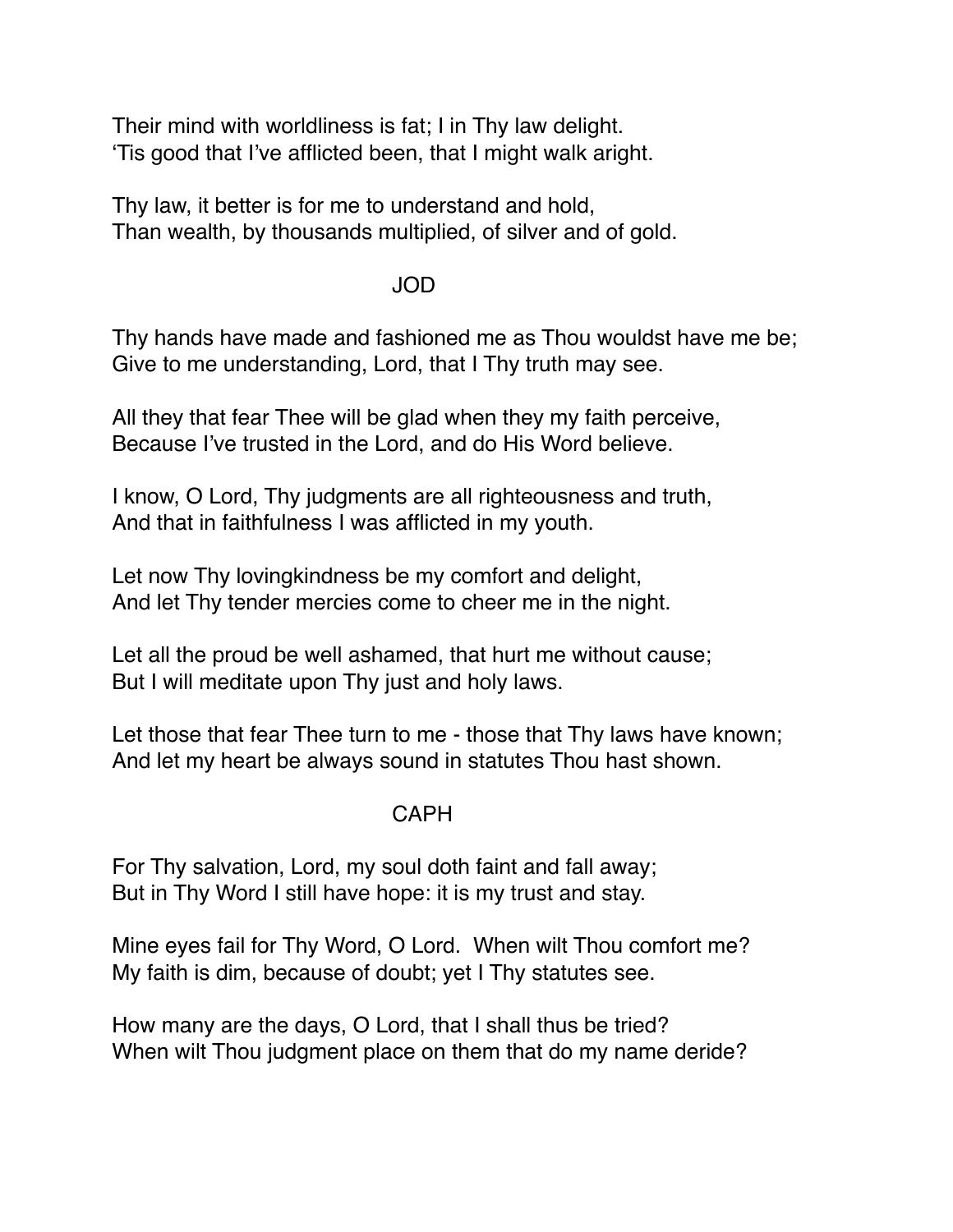Their mind with worldliness is fat; I in Thy law delight.
'Tis good that I've afflicted been, that I might walk aright.

Thy law, it better is for me to understand and hold,
Than wealth, by thousands multiplied, of silver and of gold.

## JOD

Thy hands have made and fashioned me as Thou wouldst have me be;
Give to me understanding, Lord, that I Thy truth may see.

All they that fear Thee will be glad when they my faith perceive,
Because I've trusted in the Lord, and do His Word believe.

I know, O Lord, Thy judgments are all righteousness and truth,
And that in faithfulness I was afflicted in my youth.

Let now Thy lovingkindness be my comfort and delight,
And let Thy tender mercies come to cheer me in the night.

Let all the proud be well ashamed, that hurt me without cause;
But I will meditate upon Thy just and holy laws.

Let those that fear Thee turn to me - those that Thy laws have known;
And let my heart be always sound in statutes Thou hast shown.

## CAPH

For Thy salvation, Lord, my soul doth faint and fall away;
But in Thy Word I still have hope: it is my trust and stay.

Mine eyes fail for Thy Word, O Lord. When wilt Thou comfort me?
My faith is dim, because of doubt; yet I Thy statutes see.

How many are the days, O Lord, that I shall thus be tried?
When wilt Thou judgment place on them that do my name deride?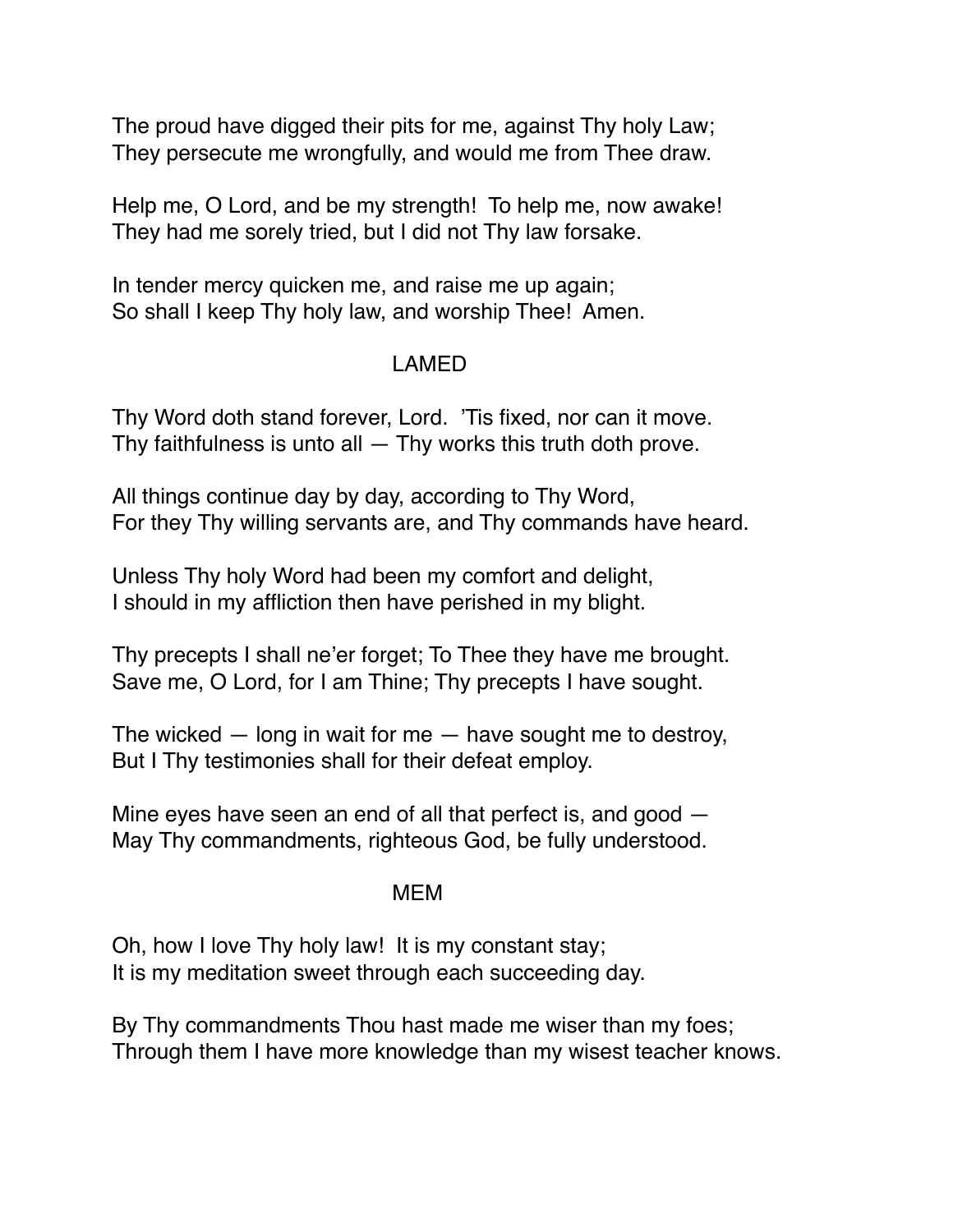The proud have digged their pits for me, against Thy holy Law;
They persecute me wrongfully, and would me from Thee draw.

Help me, O Lord, and be my strength! To help me, now awake!
They had me sorely tried, but I did not Thy law forsake.

In tender mercy quicken me, and raise me up again;
So shall I keep Thy holy law, and worship Thee! Amen.

## LAMED

Thy Word doth stand forever, Lord. ’Tis fixed, nor can it move.
Thy faithfulness is unto all — Thy works this truth doth prove.

All things continue day by day, according to Thy Word,
For they Thy willing servants are, and Thy commands have heard.

Unless Thy holy Word had been my comfort and delight,
I should in my affliction then have perished in my blight.

Thy precepts I shall ne’er forget; To Thee they have me brought.
Save me, O Lord, for I am Thine; Thy precepts I have sought.

The wicked — long in wait for me — have sought me to destroy,
But I Thy testimonies shall for their defeat employ.

Mine eyes have seen an end of all that perfect is, and good —
May Thy commandments, righteous God, be fully understood.

## MEM

Oh, how I love Thy holy law! It is my constant stay;
It is my meditation sweet through each succeeding day.

By Thy commandments Thou hast made me wiser than my foes;
Through them I have more knowledge than my wisest teacher knows.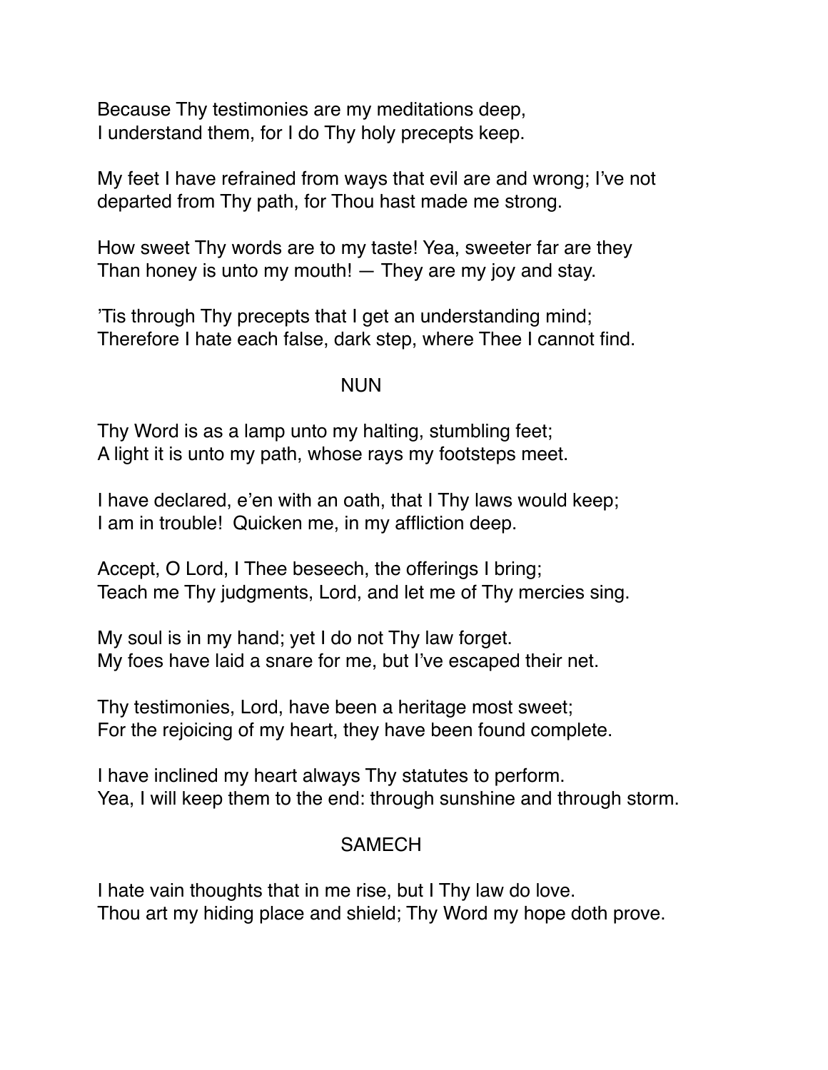Because Thy testimonies are my meditations deep,  
I understand them, for I do Thy holy precepts keep.

My feet I have refrained from ways that evil are and wrong; I've not departed from Thy path, for Thou hast made me strong.

How sweet Thy words are to my taste! Yea, sweeter far are they  
Than honey is unto my mouth! — They are my joy and stay.

'Tis through Thy precepts that I get an understanding mind;  
Therefore I hate each false, dark step, where Thee I cannot find.

## NUN

Thy Word is as a lamp unto my halting, stumbling feet;  
A light it is unto my path, whose rays my footsteps meet.

I have declared, e'en with an oath, that I Thy laws would keep;  
I am in trouble!  Quicken me, in my affliction deep.

Accept, O Lord, I Thee beseech, the offerings I bring;  
Teach me Thy judgments, Lord, and let me of Thy mercies sing.

My soul is in my hand; yet I do not Thy law forget.  
My foes have laid a snare for me, but I've escaped their net.

Thy testimonies, Lord, have been a heritage most sweet;  
For the rejoicing of my heart, they have been found complete.

I have inclined my heart always Thy statutes to perform.  
Yea, I will keep them to the end: through sunshine and through storm.

## SAMECH

I hate vain thoughts that in me rise, but I Thy law do love.  
Thou art my hiding place and shield; Thy Word my hope doth prove.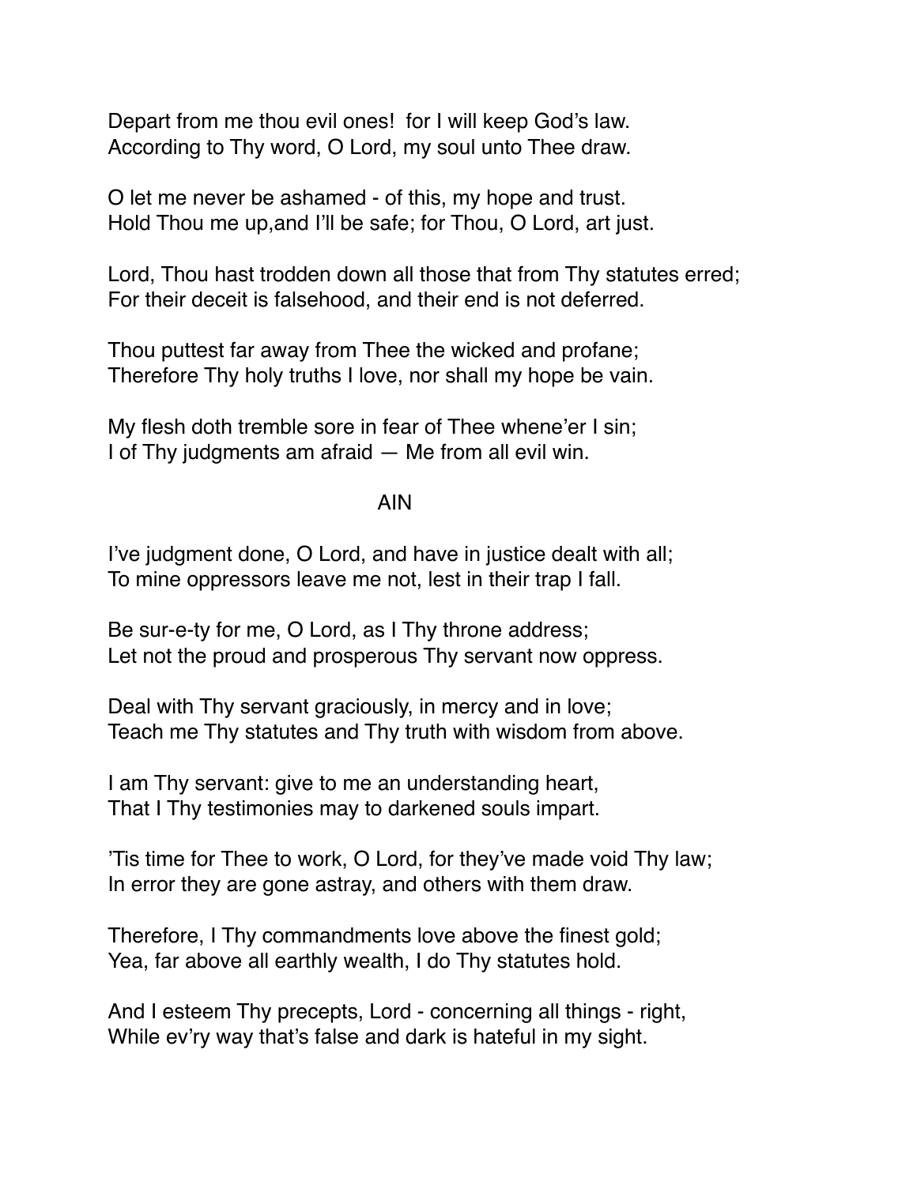Depart from me thou evil ones!  for I will keep God's law.
According to Thy word, O Lord, my soul unto Thee draw.

O let me never be ashamed - of this, my hope and trust.
Hold Thou me up,and I'll be safe; for Thou, O Lord, art just.

Lord, Thou hast trodden down all those that from Thy statutes erred;
For their deceit is falsehood, and their end is not deferred.

Thou puttest far away from Thee the wicked and profane;
Therefore Thy holy truths I love, nor shall my hope be vain.

My flesh doth tremble sore in fear of Thee whene'er I sin;
I of Thy judgments am afraid — Me from all evil win.

## AIN

I've judgment done, O Lord, and have in justice dealt with all;
To mine oppressors leave me not, lest in their trap I fall.

Be sur-e-ty for me, O Lord, as I Thy throne address;
Let not the proud and prosperous Thy servant now oppress.

Deal with Thy servant graciously, in mercy and in love;
Teach me Thy statutes and Thy truth with wisdom from above.

I am Thy servant: give to me an understanding heart,
That I Thy testimonies may to darkened souls impart.

'Tis time for Thee to work, O Lord, for they've made void Thy law;
In error they are gone astray, and others with them draw.

Therefore, I Thy commandments love above the finest gold;
Yea, far above all earthly wealth, I do Thy statutes hold.

And I esteem Thy precepts, Lord - concerning all things - right,
While ev'ry way that's false and dark is hateful in my sight.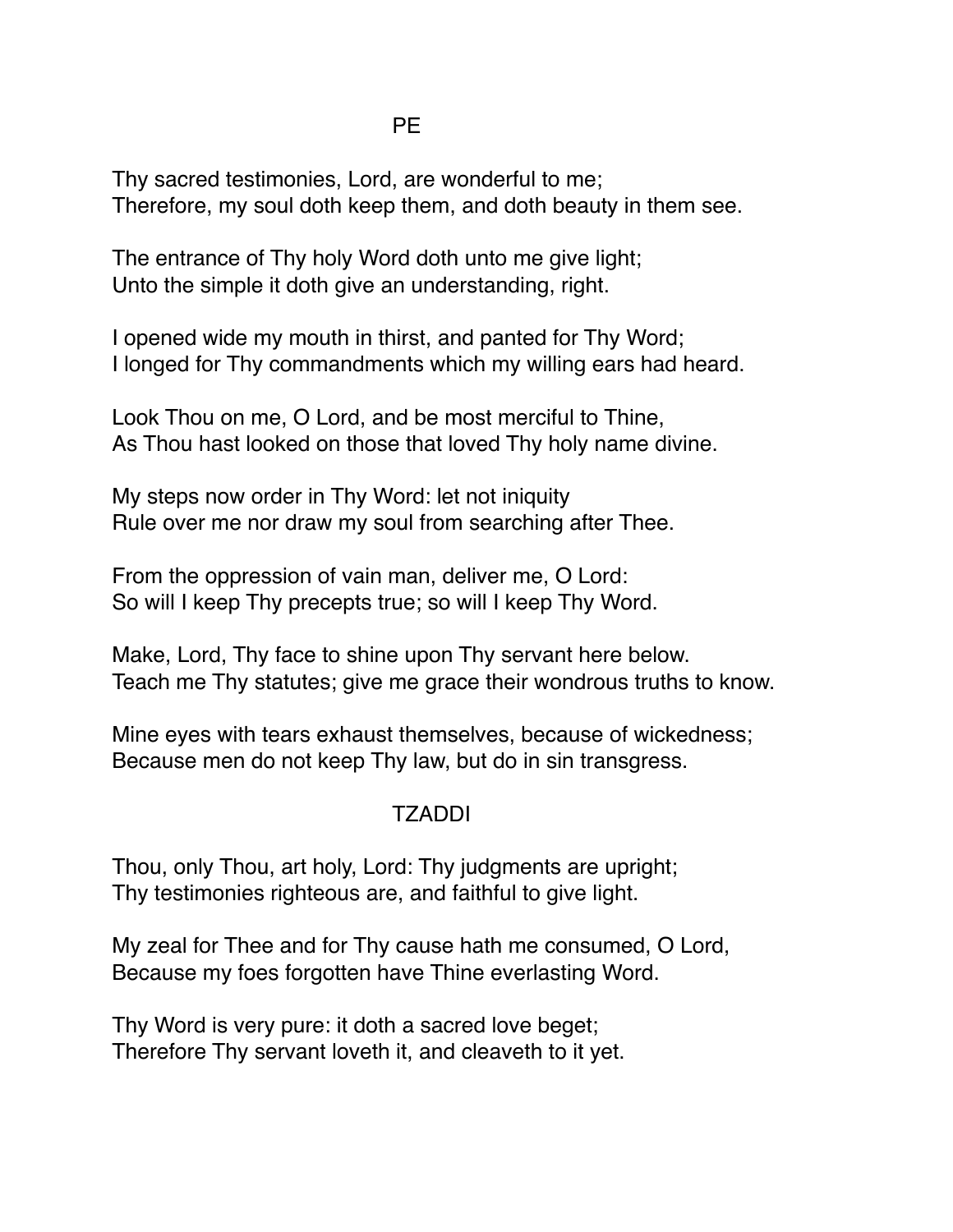## PE

Thy sacred testimonies, Lord, are wonderful to me;
Therefore, my soul doth keep them, and doth beauty in them see.

The entrance of Thy holy Word doth unto me give light;
Unto the simple it doth give an understanding, right.

I opened wide my mouth in thirst, and panted for Thy Word;
I longed for Thy commandments which my willing ears had heard.

Look Thou on me, O Lord, and be most merciful to Thine,
As Thou hast looked on those that loved Thy holy name divine.

My steps now order in Thy Word: let not iniquity
Rule over me nor draw my soul from searching after Thee.

From the oppression of vain man, deliver me, O Lord:
So will I keep Thy precepts true; so will I keep Thy Word.

Make, Lord, Thy face to shine upon Thy servant here below.
Teach me Thy statutes; give me grace their wondrous truths to know.

Mine eyes with tears exhaust themselves, because of wickedness;
Because men do not keep Thy law, but do in sin transgress.

## TZADDI

Thou, only Thou, art holy, Lord: Thy judgments are upright;
Thy testimonies righteous are, and faithful to give light.

My zeal for Thee and for Thy cause hath me consumed, O Lord,
Because my foes forgotten have Thine everlasting Word.

Thy Word is very pure: it doth a sacred love beget;
Therefore Thy servant loveth it, and cleaveth to it yet.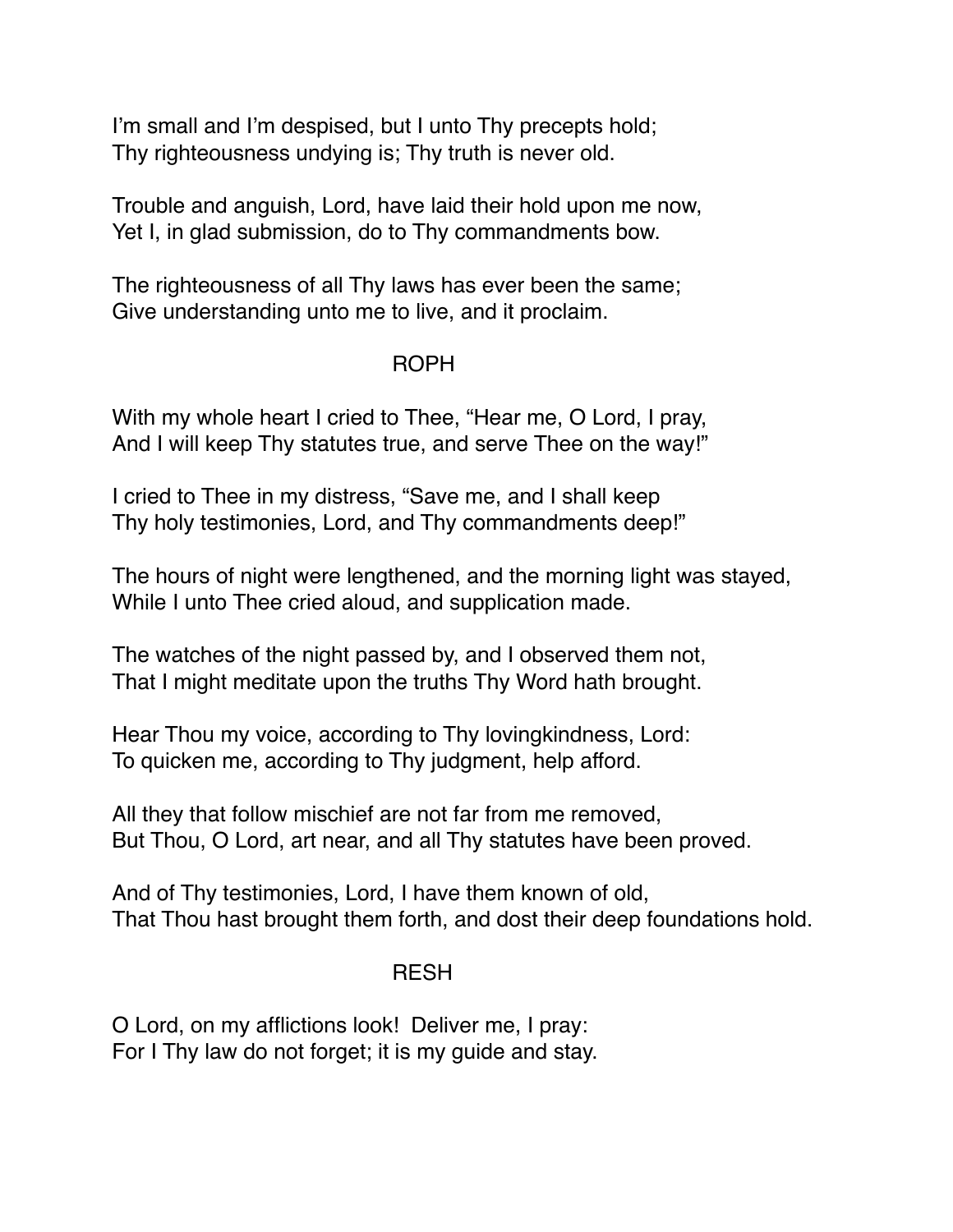I'm small and I'm despised, but I unto Thy precepts hold;
Thy righteousness undying is; Thy truth is never old.

Trouble and anguish, Lord, have laid their hold upon me now,
Yet I, in glad submission, do to Thy commandments bow.

The righteousness of all Thy laws has ever been the same;
Give understanding unto me to live, and it proclaim.

## ROPH

With my whole heart I cried to Thee, "Hear me, O Lord, I pray,
And I will keep Thy statutes true, and serve Thee on the way!"

I cried to Thee in my distress, "Save me, and I shall keep
Thy holy testimonies, Lord, and Thy commandments deep!"

The hours of night were lengthened, and the morning light was stayed,
While I unto Thee cried aloud, and supplication made.

The watches of the night passed by, and I observed them not,
That I might meditate upon the truths Thy Word hath brought.

Hear Thou my voice, according to Thy lovingkindness, Lord:
To quicken me, according to Thy judgment, help afford.

All they that follow mischief are not far from me removed,
But Thou, O Lord, art near, and all Thy statutes have been proved.

And of Thy testimonies, Lord, I have them known of old,
That Thou hast brought them forth, and dost their deep foundations hold.

## RESH

O Lord, on my afflictions look! Deliver me, I pray:
For I Thy law do not forget; it is my guide and stay.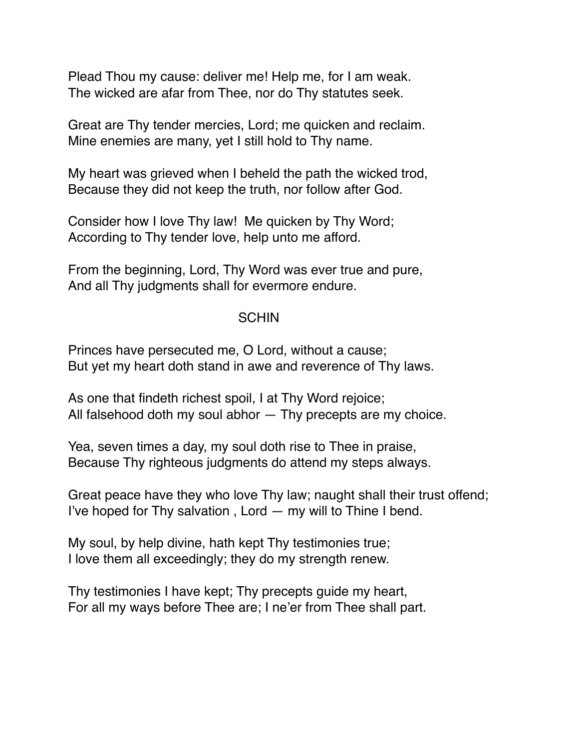Plead Thou my cause: deliver me! Help me, for I am weak.
The wicked are afar from Thee, nor do Thy statutes seek.

Great are Thy tender mercies, Lord; me quicken and reclaim.
Mine enemies are many, yet I still hold to Thy name.

My heart was grieved when I beheld the path the wicked trod,
Because they did not keep the truth, nor follow after God.

Consider how I love Thy law!  Me quicken by Thy Word;
According to Thy tender love, help unto me afford.

From the beginning, Lord, Thy Word was ever true and pure,
And all Thy judgments shall for evermore endure.

## SCHIN

Princes have persecuted me, O Lord, without a cause;
But yet my heart doth stand in awe and reverence of Thy laws.

As one that findeth richest spoil, I at Thy Word rejoice;
All falsehood doth my soul abhor — Thy precepts are my choice.

Yea, seven times a day, my soul doth rise to Thee in praise,
Because Thy righteous judgments do attend my steps always.

Great peace have they who love Thy law; naught shall their trust offend;
I've hoped for Thy salvation , Lord — my will to Thine I bend.

My soul, by help divine, hath kept Thy testimonies true;
I love them all exceedingly; they do my strength renew.

Thy testimonies I have kept; Thy precepts guide my heart,
For all my ways before Thee are; I ne'er from Thee shall part.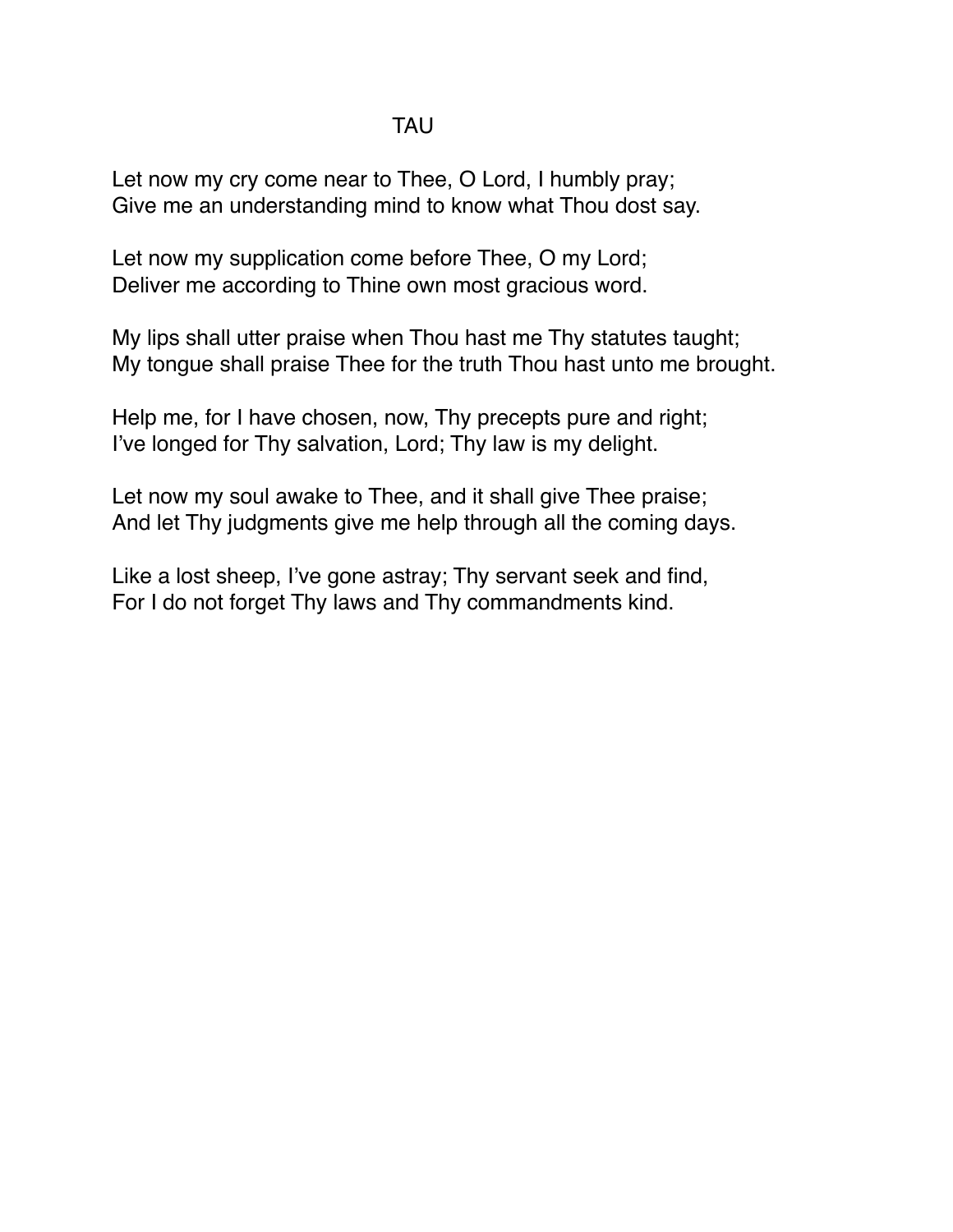## TAU

Let now my cry come near to Thee, O Lord, I humbly pray;
Give me an understanding mind to know what Thou dost say.

Let now my supplication come before Thee, O my Lord;
Deliver me according to Thine own most gracious word.

My lips shall utter praise when Thou hast me Thy statutes taught;
My tongue shall praise Thee for the truth Thou hast unto me brought.

Help me, for I have chosen, now, Thy precepts pure and right;
I've longed for Thy salvation, Lord; Thy law is my delight.

Let now my soul awake to Thee, and it shall give Thee praise;
And let Thy judgments give me help through all the coming days.

Like a lost sheep, I've gone astray; Thy servant seek and find,
For I do not forget Thy laws and Thy commandments kind.